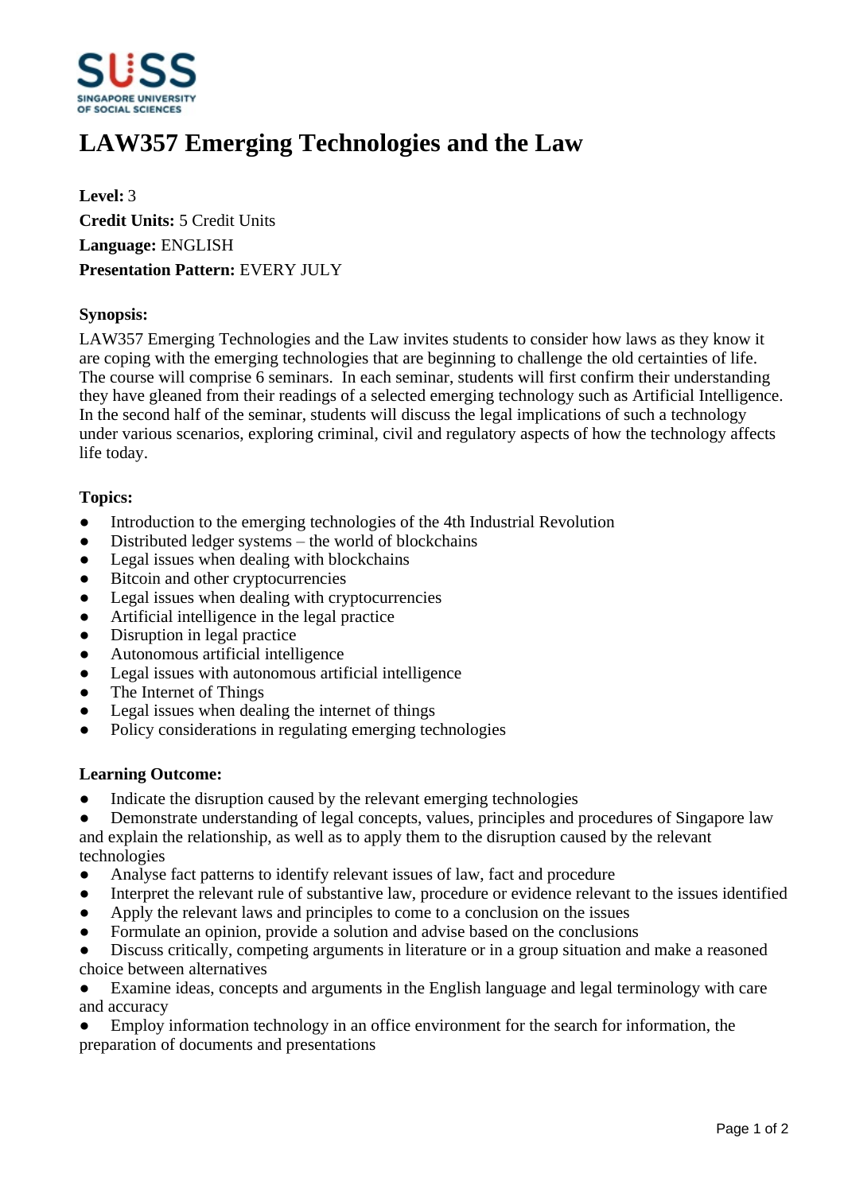# LAW357 Emerging Technologies and the Law

**Level:** 3
**Credit Units:** 5 Credit Units
**Language:** ENGLISH
**Presentation Pattern:** EVERY JULY

**Synopsis:**

LAW357 Emerging Technologies and the Law invites students to consider how laws as they know it are coping with the emerging technologies that are beginning to challenge the old certainties of life. The course will comprise 6 seminars. In each seminar, students will first confirm their understanding they have gleaned from their readings of a selected emerging technology such as Artificial Intelligence. In the second half of the seminar, students will discuss the legal implications of such a technology under various scenarios, exploring criminal, civil and regulatory aspects of how the technology affects life today.

**Topics:**

- Introduction to the emerging technologies of the 4th Industrial Revolution
- Distributed ledger systems – the world of blockchains
- Legal issues when dealing with blockchains
- Bitcoin and other cryptocurrencies
- Legal issues when dealing with cryptocurrencies
- Artificial intelligence in the legal practice
- Disruption in legal practice
- Autonomous artificial intelligence
- Legal issues with autonomous artificial intelligence
- The Internet of Things
- Legal issues when dealing the internet of things
- Policy considerations in regulating emerging technologies

**Learning Outcome:**

- Indicate the disruption caused by the relevant emerging technologies
- Demonstrate understanding of legal concepts, values, principles and procedures of Singapore law and explain the relationship, as well as to apply them to the disruption caused by the relevant technologies
- Analyse fact patterns to identify relevant issues of law, fact and procedure
- Interpret the relevant rule of substantive law, procedure or evidence relevant to the issues identified
- Apply the relevant laws and principles to come to a conclusion on the issues
- Formulate an opinion, provide a solution and advise based on the conclusions
- Discuss critically, competing arguments in literature or in a group situation and make a reasoned choice between alternatives
- Examine ideas, concepts and arguments in the English language and legal terminology with care and accuracy
- Employ information technology in an office environment for the search for information, the preparation of documents and presentations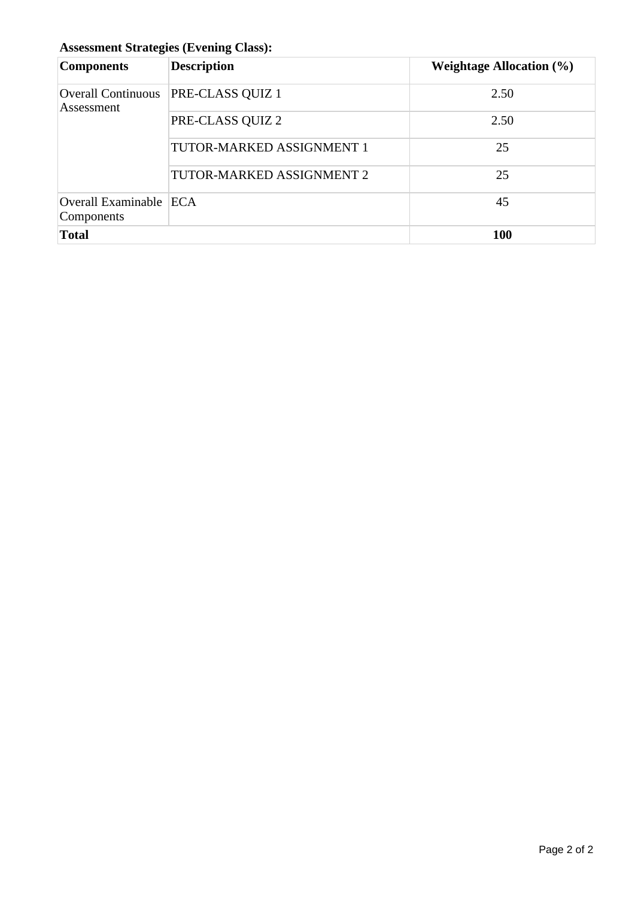**Assessment Strategies (Evening Class):**

| Components | Description | Weightage Allocation (%) |
|---|---|---|
| Overall Continuous Assessment | PRE-CLASS QUIZ 1 | 2.50 |
| | PRE-CLASS QUIZ 2 | 2.50 |
| | TUTOR-MARKED ASSIGNMENT 1 | 25 |
| | TUTOR-MARKED ASSIGNMENT 2 | 25 |
| Overall Examinable Components | ECA | 45 |
| **Total** | | **100** |